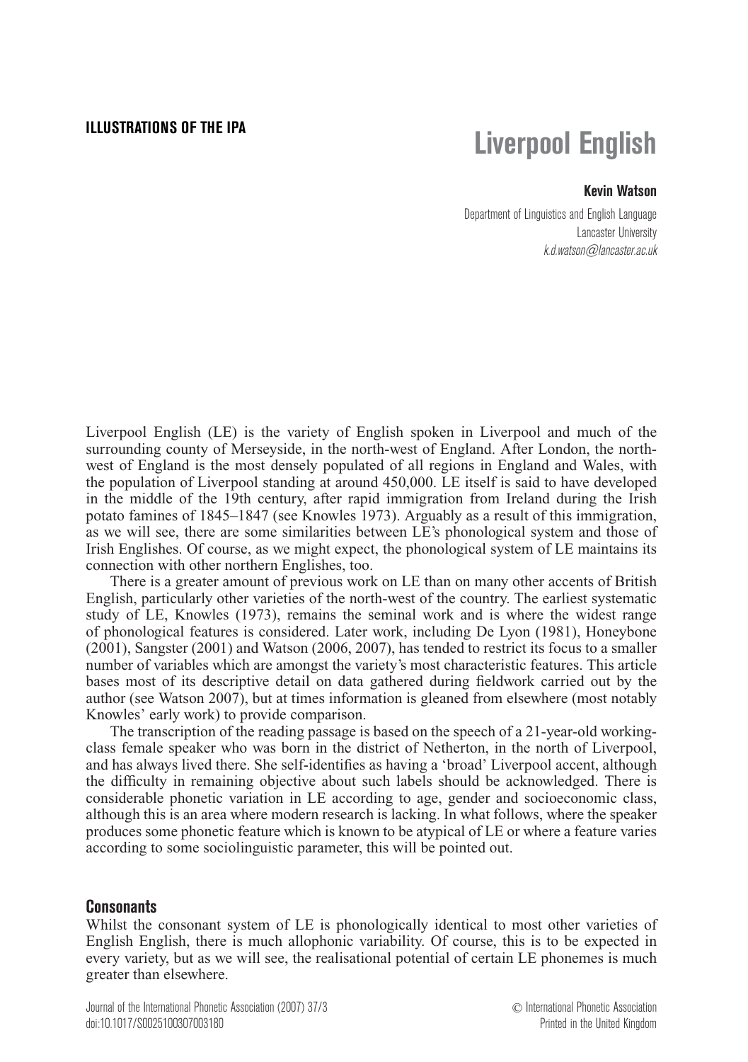**ILLUSTRATIONS OF THE IPA**

# Liverpool English

**Kevin Watson**

Department of Linguistics and English Language
Lancaster University
*k.d.watson@lancaster.ac.uk*

Liverpool English (LE) is the variety of English spoken in Liverpool and much of the surrounding county of Merseyside, in the north-west of England. After London, the north-west of England is the most densely populated of all regions in England and Wales, with the population of Liverpool standing at around 450,000. LE itself is said to have developed in the middle of the 19th century, after rapid immigration from Ireland during the Irish potato famines of 1845–1847 (see Knowles 1973). Arguably as a result of this immigration, as we will see, there are some similarities between LE's phonological system and those of Irish Englishes. Of course, as we might expect, the phonological system of LE maintains its connection with other northern Englishes, too.

There is a greater amount of previous work on LE than on many other accents of British English, particularly other varieties of the north-west of the country. The earliest systematic study of LE, Knowles (1973), remains the seminal work and is where the widest range of phonological features is considered. Later work, including De Lyon (1981), Honeybone (2001), Sangster (2001) and Watson (2006, 2007), has tended to restrict its focus to a smaller number of variables which are amongst the variety's most characteristic features. This article bases most of its descriptive detail on data gathered during fieldwork carried out by the author (see Watson 2007), but at times information is gleaned from elsewhere (most notably Knowles' early work) to provide comparison.

The transcription of the reading passage is based on the speech of a 21-year-old working-class female speaker who was born in the district of Netherton, in the north of Liverpool, and has always lived there. She self-identifies as having a 'broad' Liverpool accent, although the difficulty in remaining objective about such labels should be acknowledged. There is considerable phonetic variation in LE according to age, gender and socioeconomic class, although this is an area where modern research is lacking. In what follows, where the speaker produces some phonetic feature which is known to be atypical of LE or where a feature varies according to some sociolinguistic parameter, this will be pointed out.

## Consonants

Whilst the consonant system of LE is phonologically identical to most other varieties of English English, there is much allophonic variability. Of course, this is to be expected in every variety, but as we will see, the realisational potential of certain LE phonemes is much greater than elsewhere.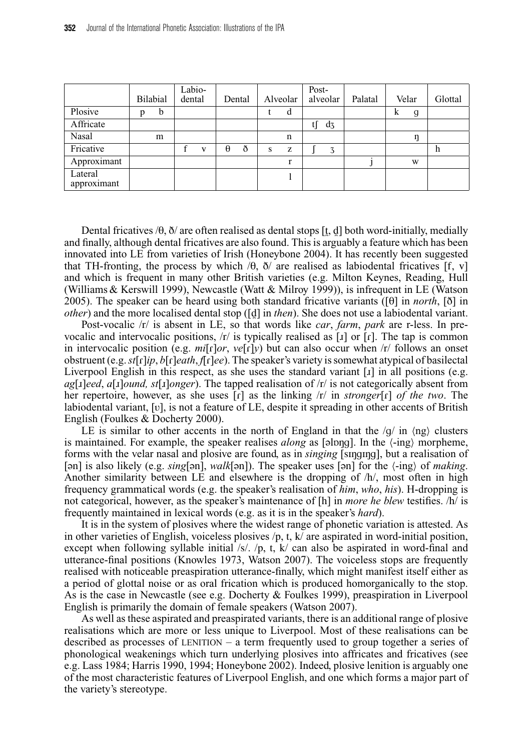| | Bilabial | Labio-dental | Dental | Alveolar | Post-alveolar | Palatal | Velar | Glottal |
|---|---|---|---|---|---|---|---|---|
| Plosive | p b | | | t d | | | k g | |
| Affricate | | | | | tʃ dʒ | | | |
| Nasal | m | | | n | | | ŋ | |
| Fricative | | f v | θ ð | s z | ʃ ʒ | | | h |
| Approximant | | | | r | | j | w | |
| Lateral approximant | | | | l | | | | |

Dental fricatives /θ, ð/ are often realised as dental stops [t̪, d̪] both word-initially, medially and finally, although dental fricatives are also found. This is arguably a feature which has been innovated into LE from varieties of Irish (Honeybone 2004). It has recently been suggested that TH-fronting, the process by which /θ, ð/ are realised as labiodental fricatives [f, v] and which is frequent in many other British varieties (e.g. Milton Keynes, Reading, Hull (Williams & Kerswill 1999), Newcastle (Watt & Milroy 1999)), is infrequent in LE (Watson 2005). The speaker can be heard using both standard fricative variants ([θ] in *north*, [ð] in *other*) and the more localised dental stop ([d̪] in *then*). She does not use a labiodental variant.

Post-vocalic /r/ is absent in LE, so that words like *car*, *farm*, *park* are r-less. In pre-vocalic and intervocalic positions, /r/ is typically realised as [ɹ] or [ɾ]. The tap is common in intervocalic position (e.g. *mi*[ɾ]*or*, *ve*[ɾ]*y*) but can also occur when /r/ follows an onset obstruent (e.g. *st*[ɾ]*ip*, *b*[ɾ]*eath*, *f*[ɾ]*ee*). The speaker's variety is somewhat atypical of basilectal Liverpool English in this respect, as she uses the standard variant [ɹ] in all positions (e.g. *ag*[ɹ]*eed*, *a*[ɹ]*ound, st*[ɹ]*onger*). The tapped realisation of /r/ is not categorically absent from her repertoire, however, as she uses [ɾ] as the linking /r/ in *stronger*[ɾ] *of the two*. The labiodental variant, [ʋ], is not a feature of LE, despite it spreading in other accents of British English (Foulkes & Docherty 2000).

LE is similar to other accents in the north of England in that the /g/ in ⟨ng⟩ clusters is maintained. For example, the speaker realises *along* as [əlɒŋg]. In the ⟨-ing⟩ morpheme, forms with the velar nasal and plosive are found, as in *singing* [sɪŋgɪŋg], but a realisation of [ən] is also likely (e.g. *sing*[ən], *walk*[ən]). The speaker uses [ən] for the ⟨-ing⟩ of *making*. Another similarity between LE and elsewhere is the dropping of /h/, most often in high frequency grammatical words (e.g. the speaker's realisation of *him*, *who*, *his*). H-dropping is not categorical, however, as the speaker's maintenance of [h] in *more he blew* testifies. /h/ is frequently maintained in lexical words (e.g. as it is in the speaker's *hard*).

It is in the system of plosives where the widest range of phonetic variation is attested. As in other varieties of English, voiceless plosives /p, t, k/ are aspirated in word-initial position, except when following syllable initial /s/. /p, t, k/ can also be aspirated in word-final and utterance-final positions (Knowles 1973, Watson 2007). The voiceless stops are frequently realised with noticeable preaspiration utterance-finally, which might manifest itself either as a period of glottal noise or as oral frication which is produced homorganically to the stop. As is the case in Newcastle (see e.g. Docherty & Foulkes 1999), preaspiration in Liverpool English is primarily the domain of female speakers (Watson 2007).

As well as these aspirated and preaspirated variants, there is an additional range of plosive realisations which are more or less unique to Liverpool. Most of these realisations can be described as processes of LENITION – a term frequently used to group together a series of phonological weakenings which turn underlying plosives into affricates and fricatives (see e.g. Lass 1984; Harris 1990, 1994; Honeybone 2002). Indeed, plosive lenition is arguably one of the most characteristic features of Liverpool English, and one which forms a major part of the variety's stereotype.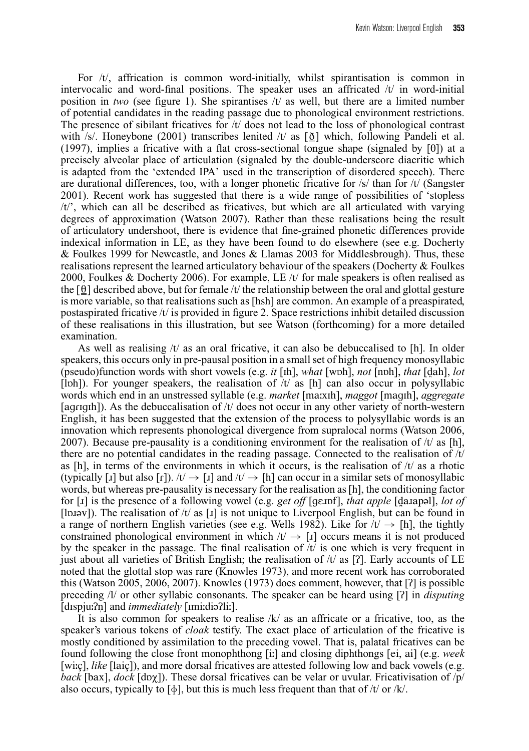For /t/, affrication is common word-initially, whilst spirantisation is common in intervocalic and word-final positions. The speaker uses an affricated /t/ in word-initial position in *two* (see figure 1). She spirantises /t/ as well, but there are a limited number of potential candidates in the reading passage due to phonological environment restrictions. The presence of sibilant fricatives for /t/ does not lead to the loss of phonological contrast with /s/. Honeybone (2001) transcribes lenited /t/ as [θ͇] which, following Pandeli et al. (1997), implies a fricative with a flat cross-sectional tongue shape (signaled by [θ]) at a precisely alveolar place of articulation (signaled by the double-underscore diacritic which is adapted from the 'extended IPA' used in the transcription of disordered speech). There are durational differences, too, with a longer phonetic fricative for /s/ than for /t/ (Sangster 2001). Recent work has suggested that there is a wide range of possibilities of 'stopless /t/', which can all be described as fricatives, but which are all articulated with varying degrees of approximation (Watson 2007). Rather than these realisations being the result of articulatory undershoot, there is evidence that fine-grained phonetic differences provide indexical information in LE, as they have been found to do elsewhere (see e.g. Docherty & Foulkes 1999 for Newcastle, and Jones & Llamas 2003 for Middlesbrough). Thus, these realisations represent the learned articulatory behaviour of the speakers (Docherty & Foulkes 2000, Foulkes & Docherty 2006). For example, LE /t/ for male speakers is often realised as the [θ͇] described above, but for female /t/ the relationship between the oral and glottal gesture is more variable, so that realisations such as [hsh] are common. An example of a preaspirated, postaspirated fricative /t/ is provided in figure 2. Space restrictions inhibit detailed discussion of these realisations in this illustration, but see Watson (forthcoming) for a more detailed examination.

As well as realising /t/ as an oral fricative, it can also be debuccalised to [h]. In older speakers, this occurs only in pre-pausal position in a small set of high frequency monosyllabic (pseudo)function words with short vowels (e.g. *it* [ɪh], *what* [wɒh], *not* [nɒh], *that* [d̪ah], *lot* [lɒh]). For younger speakers, the realisation of /t/ as [h] can also occur in polysyllabic words which end in an unstressed syllable (e.g. *market* [maːxɪh], *maggot* [magɪh], *aggregate* [agɾɪgɪh]). As the debuccalisation of /t/ does not occur in any other variety of north-western English, it has been suggested that the extension of the process to polysyllabic words is an innovation which represents phonological divergence from supralocal norms (Watson 2006, 2007). Because pre-pausality is a conditioning environment for the realisation of /t/ as [h], there are no potential candidates in the reading passage. Connected to the realisation of /t/ as [h], in terms of the environments in which it occurs, is the realisation of /t/ as a rhotic (typically [ɹ] but also [ɾ]). /t/ → [ɹ] and /t/ → [h] can occur in a similar sets of monosyllabic words, but whereas pre-pausality is necessary for the realisation as [h], the conditioning factor for [ɹ] is the presence of a following vowel (e.g. *get off* [gɛɹɒf], *that apple* [d̪aɹapəl], *lot of* [lɒɹəv]). The realisation of /t/ as [ɹ] is not unique to Liverpool English, but can be found in a range of northern English varieties (see e.g. Wells 1982). Like for /t/ → [h], the tightly constrained phonological environment in which /t/ → [ɹ] occurs means it is not produced by the speaker in the passage. The final realisation of /t/ is one which is very frequent in just about all varieties of British English; the realisation of /t/ as [ʔ]. Early accounts of LE noted that the glottal stop was rare (Knowles 1973), and more recent work has corroborated this (Watson 2005, 2006, 2007). Knowles (1973) does comment, however, that [ʔ] is possible preceding /l/ or other syllabic consonants. The speaker can be heard using [ʔ] in *disputing* [dɪspjuːʔn̩] and *immediately* [ɪmiːdiəʔliː].

It is also common for speakers to realise /k/ as an affricate or a fricative, too, as the speaker's various tokens of *cloak* testify. The exact place of articulation of the fricative is mostly conditioned by assimilation to the preceding vowel. That is, palatal fricatives can be found following the close front monophthong [iː] and closing diphthongs [ei, ai] (e.g. *week* [wiːç], *like* [laiç]), and more dorsal fricatives are attested following low and back vowels (e.g. *back* [bax], *dock* [dɒχ]). These dorsal fricatives can be velar or uvular. Fricativisation of /p/ also occurs, typically to [ɸ], but this is much less frequent than that of /t/ or /k/.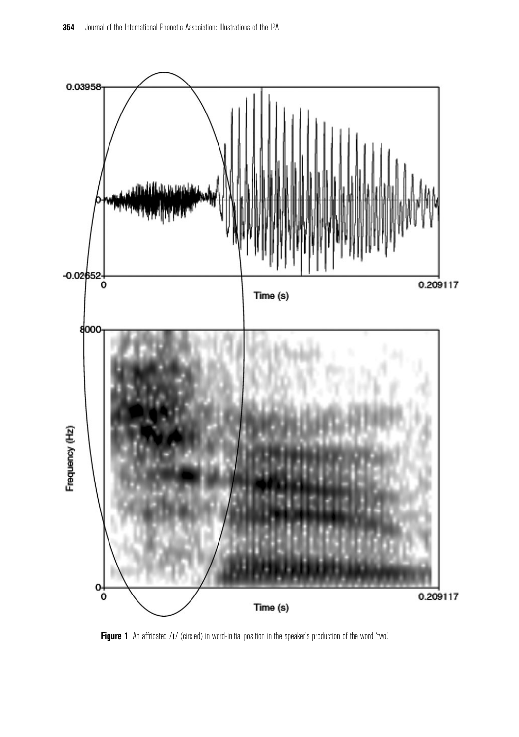**Figure 1** An affricated /t/ (circled) in word-initial position in the speaker's production of the word 'two'.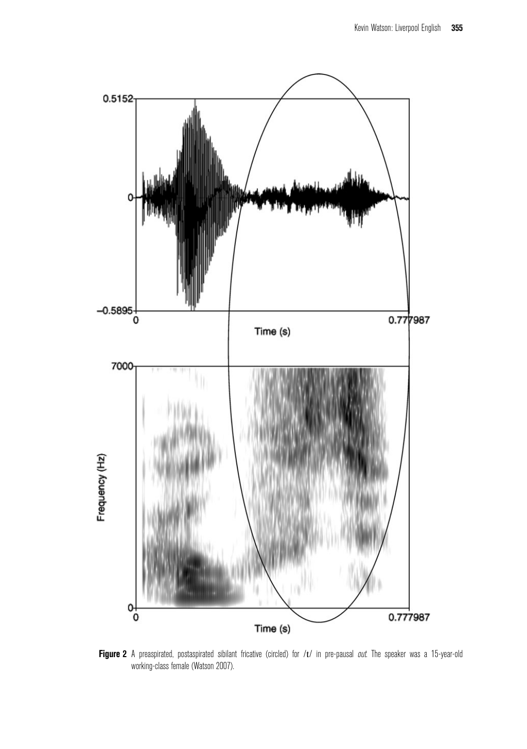**Figure 2** A preaspirated, postaspirated sibilant fricative (circled) for /t/ in pre-pausal *out*. The speaker was a 15-year-old working-class female (Watson 2007).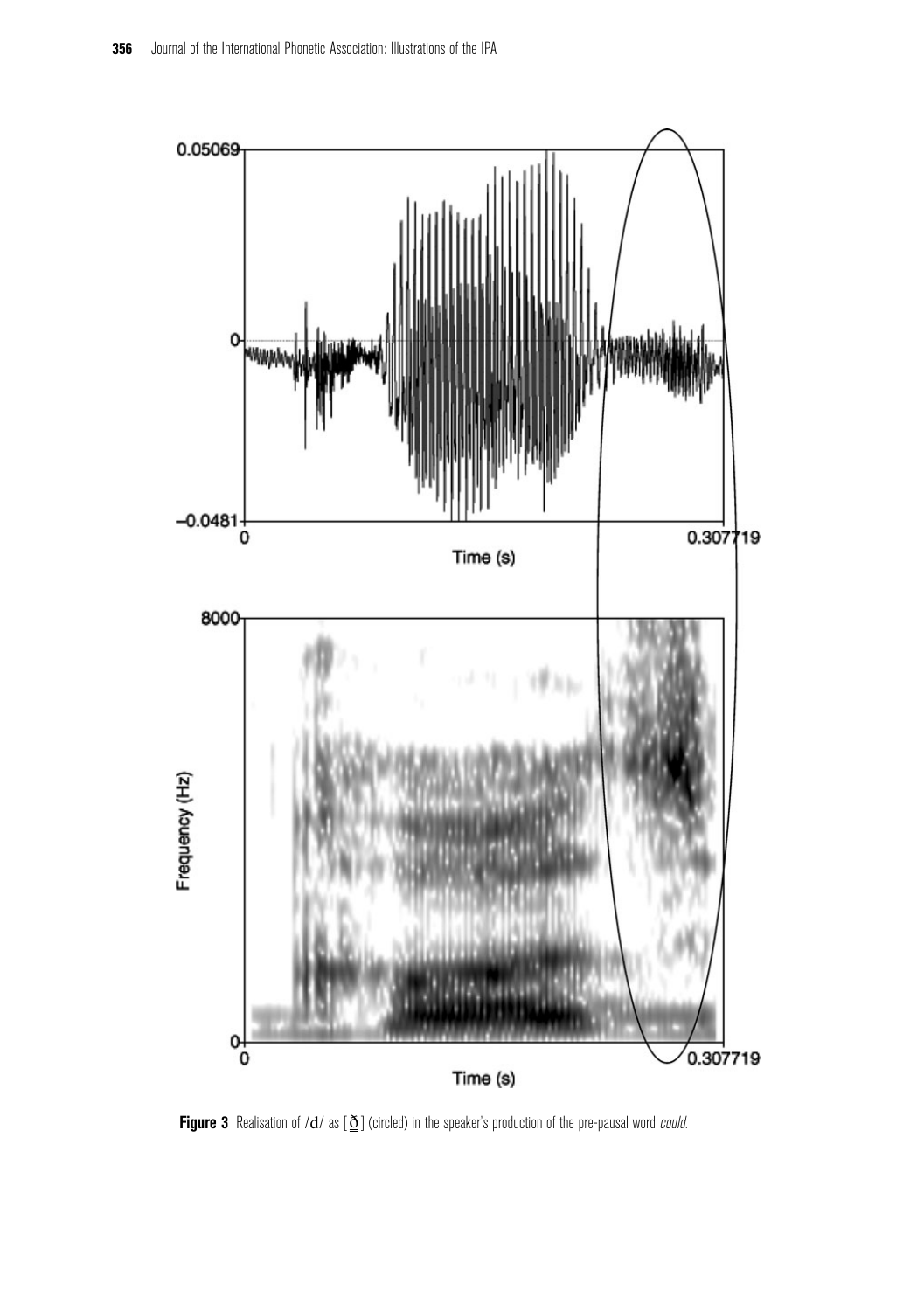**Figure 3** Realisation of /d/ as [ð̠] (circled) in the speaker's production of the pre-pausal word *could*.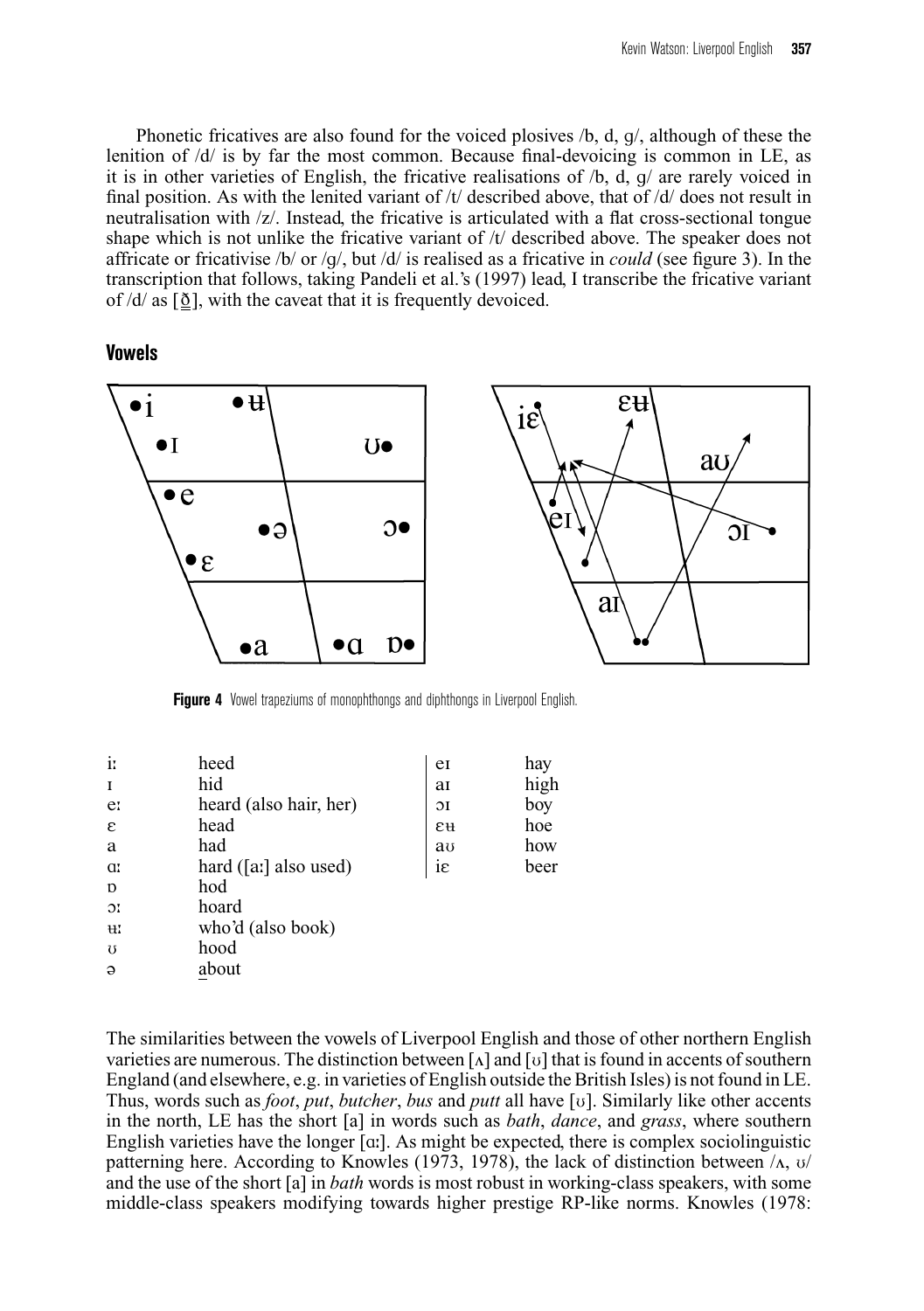Phonetic fricatives are also found for the voiced plosives /b, d, g/, although of these the lenition of /d/ is by far the most common. Because final-devoicing is common in LE, as it is in other varieties of English, the fricative realisations of /b, d, g/ are rarely voiced in final position. As with the lenited variant of /t/ described above, that of /d/ does not result in neutralisation with /z/. Instead, the fricative is articulated with a flat cross-sectional tongue shape which is not unlike the fricative variant of /t/ described above. The speaker does not affricate or fricativise /b/ or /g/, but /d/ is realised as a fricative in *could* (see figure 3). In the transcription that follows, taking Pandeli et al.'s (1997) lead, I transcribe the fricative variant of /d/ as [ð̠], with the caveat that it is frequently devoiced.

## Vowels

**Figure 4** Vowel trapeziums of monophthongs and diphthongs in Liverpool English.

| | | | |
|---|---|---|---|
| iː | heed | eɪ | hay |
| ɪ | hid | aɪ | high |
| eː | heard (also hair, her) | ɔɪ | boy |
| ɛ | head | ɛʉ | hoe |
| a | had | aʊ | how |
| ɑː | hard ([aː] also used) | iɛ | beer |
| ɒ | hod | | |
| ɔː | hoard | | |
| ʉː | who'd (also book) | | |
| ʊ | hood | | |
| ə | about | | |

The similarities between the vowels of Liverpool English and those of other northern English varieties are numerous. The distinction between [ʌ] and [ʊ] that is found in accents of southern England (and elsewhere, e.g. in varieties of English outside the British Isles) is not found in LE. Thus, words such as *foot*, *put*, *butcher*, *bus* and *putt* all have [ʊ]. Similarly like other accents in the north, LE has the short [a] in words such as *bath*, *dance*, and *grass*, where southern English varieties have the longer [ɑː]. As might be expected, there is complex sociolinguistic patterning here. According to Knowles (1973, 1978), the lack of distinction between /ʌ, ʊ/ and the use of the short [a] in *bath* words is most robust in working-class speakers, with some middle-class speakers modifying towards higher prestige RP-like norms. Knowles (1978: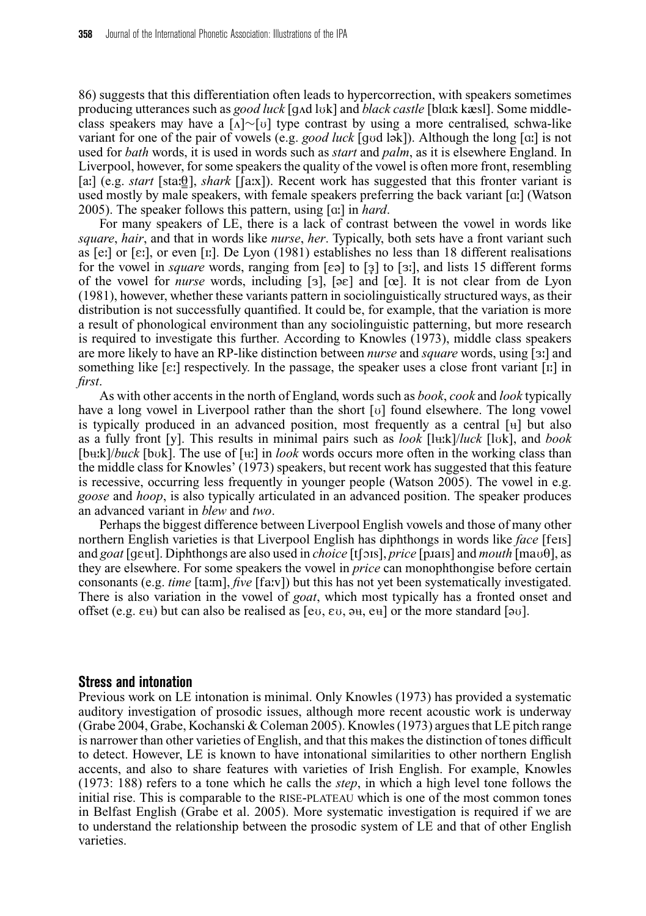86) suggests that this differentiation often leads to hypercorrection, with speakers sometimes producing utterances such as *good luck* [gʌd lʊk] and *black castle* [blɑːk kæsl]. Some middle-class speakers may have a [ʌ]~[ʊ] type contrast by using a more centralised, schwa-like variant for one of the pair of vowels (e.g. *good luck* [gʊd lək]). Although the long [ɑː] is not used for *bath* words, it is used in words such as *start* and *palm*, as it is elsewhere England. In Liverpool, however, for some speakers the quality of the vowel is often more front, resembling [aː] (e.g. *start* [staːθ̠], *shark* [ʃaːx]). Recent work has suggested that this fronter variant is used mostly by male speakers, with female speakers preferring the back variant [ɑː] (Watson 2005). The speaker follows this pattern, using [ɑː] in *hard*.

For many speakers of LE, there is a lack of contrast between the vowel in words like *square*, *hair*, and that in words like *nurse*, *her*. Typically, both sets have a front variant such as [eː] or [ɛː], or even [ɪː]. De Lyon (1981) establishes no less than 18 different realisations for the vowel in *square* words, ranging from [ɛə] to [ɜ̹] to [ɜː], and lists 15 different forms of the vowel for *nurse* words, including [ɜ], [əɛ] and [œ]. It is not clear from de Lyon (1981), however, whether these variants pattern in sociolinguistically structured ways, as their distribution is not successfully quantified. It could be, for example, that the variation is more a result of phonological environment than any sociolinguistic patterning, but more research is required to investigate this further. According to Knowles (1973), middle class speakers are more likely to have an RP-like distinction between *nurse* and *square* words, using [ɜː] and something like [ɛː] respectively. In the passage, the speaker uses a close front variant [ɪː] in *first*.

As with other accents in the north of England, words such as *book*, *cook* and *look* typically have a long vowel in Liverpool rather than the short [ʊ] found elsewhere. The long vowel is typically produced in an advanced position, most frequently as a central [ʉ] but also as a fully front [y]. This results in minimal pairs such as *look* [lʉːk]/*luck* [lʊk], and *book* [bʉːk]/*buck* [bʊk]. The use of [ʉː] in *look* words occurs more often in the working class than the middle class for Knowles' (1973) speakers, but recent work has suggested that this feature is recessive, occurring less frequently in younger people (Watson 2005). The vowel in e.g. *goose* and *hoop*, is also typically articulated in an advanced position. The speaker produces an advanced variant in *blew* and *two*.

Perhaps the biggest difference between Liverpool English vowels and those of many other northern English varieties is that Liverpool English has diphthongs in words like *face* [feɪs] and *goat* [gɛʉt]. Diphthongs are also used in *choice* [tʃɔɪs], *price* [pɹaɪs] and *mouth* [maʊθ], as they are elsewhere. For some speakers the vowel in *price* can monophthongise before certain consonants (e.g. *time* [taːm], *five* [faːv]) but this has not yet been systematically investigated. There is also variation in the vowel of *goat*, which most typically has a fronted onset and offset (e.g. ɛʉ) but can also be realised as [eʊ, ɛʊ, əʉ, eʉ] or the more standard [əʊ].

## Stress and intonation

Previous work on LE intonation is minimal. Only Knowles (1973) has provided a systematic auditory investigation of prosodic issues, although more recent acoustic work is underway (Grabe 2004, Grabe, Kochanski & Coleman 2005). Knowles (1973) argues that LE pitch range is narrower than other varieties of English, and that this makes the distinction of tones difficult to detect. However, LE is known to have intonational similarities to other northern English accents, and also to share features with varieties of Irish English. For example, Knowles (1973: 188) refers to a tone which he calls the *step*, in which a high level tone follows the initial rise. This is comparable to the RISE-PLATEAU which is one of the most common tones in Belfast English (Grabe et al. 2005). More systematic investigation is required if we are to understand the relationship between the prosodic system of LE and that of other English varieties.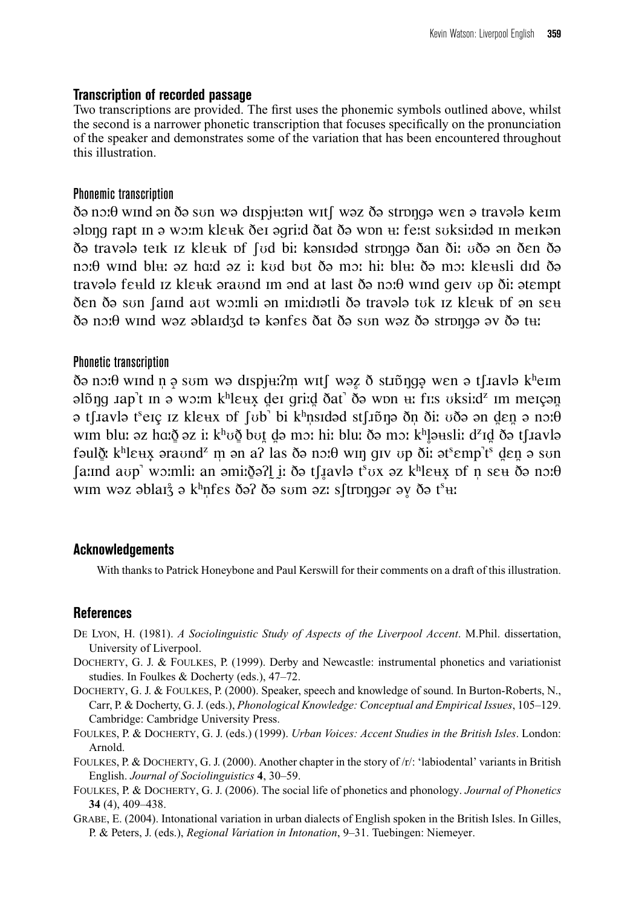## Transcription of recorded passage

Two transcriptions are provided. The first uses the phonemic symbols outlined above, whilst the second is a narrower phonetic transcription that focuses specifically on the pronunciation of the speaker and demonstrates some of the variation that has been encountered throughout this illustration.

### Phonemic transcription

ðə nɔːθ wɪnd ən ðə sʊn wə dɪspjʉːtən wɪtʃ wəz ðə strɒŋgə wɛn ə travələ keɪm əlɒŋ rapt ɪn ə wɔːm klɛʉk ðeɪ əgriːd ðat ðə wɒn ʉː feːst sʊksiːdəd ɪn meɪkən ðə travələ teɪk ɪz klɛʉk ɒf ʃʊd biː kənsɪdəd strɒŋgə ðan ðiː ʊðə ən ðɛn ðə nɔːθ wɪnd blʉː əz hɑːd əz iː kʊd bʊt ðə mɔː hiː blʉː ðə mɔː klɛʉsli dɪd ðə travələ fɛʉld ɪz klɛʉk əraʊnd ɪm ənd at last ðə nɔːθ wɪnd geɪv ʊp ðiː ətɛmpt ðɛn ðə sʊn ʃaɪnd aʊt wɔːmli ən ɪmiːdɪətli ðə travələ tʊk ɪz klɛʉk ɒf ən sɛʉ ðə nɔːθ wɪnd wəz əblaɪdʒd tə kənfɛs ðat ðə sʊn wəz ðə strɒŋgə əv ðə tʉː

### Phonetic transcription

ðə nɔːθ wɪnd n̩ ə̥ sʊm wə dɪspjʉːʔm̩ wɪtʃ wəz̥ ð stɹɒ̃ŋgə̥ wɛn ə tʃɹavlə kʰeɪm əlɒ̃ŋ ɹap˺t ɪn ə wɔːm kʰlɛʉx̟ d̪eɪ griːd̪ ðat˺ ðə wɒn ʉː fɪːs ʊksiːdᶻ ɪm meɪçən̪ ə tʃɹavlə tˢeɪç ɪz klɛʉx ɒf ʃʊb˺ bi kʰn̩sɪdəd stʃɹɒ̃ŋə ðn̩ ðiː ʊðə ən d̪ɛn̪ ə nɔːθ wɪm bluː əz hɑːð̞ əz iː kʰʊð̞ bʊt̪ d̪ə mɔː hiː bluː ðə mɔː kʰl̥əʉsliː dᶻɪd̪ ðə tʃɹavlə fəulð̞ː kʰlɛʉx̟ əraʊndᶻ m̩ ən aʔ las ðə nɔːθ wɪŋ gɪv ʊp ðiː ətˢɛmp˺tˢ d̪ɛn̪ ə sʊn ʃaːnd aʊp˺ wɔːmliː an əmiːð̞əʔl̰ ḭː ðə tʃɹ̥avlə tˢʊx əz kʰlɛʉx̟ ɒf n̩ sɛʉ ðə nɔːθ wɪm wəz əblaɪʒ̊ ə kʰn̩fɛs ðəʔ ðə sʊm əzː sʃtrɒŋgər əv̥ ðə tˢʉː

## Acknowledgements

With thanks to Patrick Honeybone and Paul Kerswill for their comments on a draft of this illustration.

## References

De Lyon, H. (1981). *A Sociolinguistic Study of Aspects of the Liverpool Accent*. M.Phil. dissertation, University of Liverpool.

Docherty, G. J. & Foulkes, P. (1999). Derby and Newcastle: instrumental phonetics and variationist studies. In Foulkes & Docherty (eds.), 47–72.

Docherty, G. J. & Foulkes, P. (2000). Speaker, speech and knowledge of sound. In Burton-Roberts, N., Carr, P. & Docherty, G. J. (eds.), *Phonological Knowledge: Conceptual and Empirical Issues*, 105–129. Cambridge: Cambridge University Press.

Foulkes, P. & Docherty, G. J. (eds.) (1999). *Urban Voices: Accent Studies in the British Isles*. London: Arnold.

Foulkes, P. & Docherty, G. J. (2000). Another chapter in the story of /r/: 'labiodental' variants in British English. *Journal of Sociolinguistics* **4**, 30–59.

Foulkes, P. & Docherty, G. J. (2006). The social life of phonetics and phonology. *Journal of Phonetics* **34** (4), 409–438.

Grabe, E. (2004). Intonational variation in urban dialects of English spoken in the British Isles. In Gilles, P. & Peters, J. (eds.), *Regional Variation in Intonation*, 9–31. Tuebingen: Niemeyer.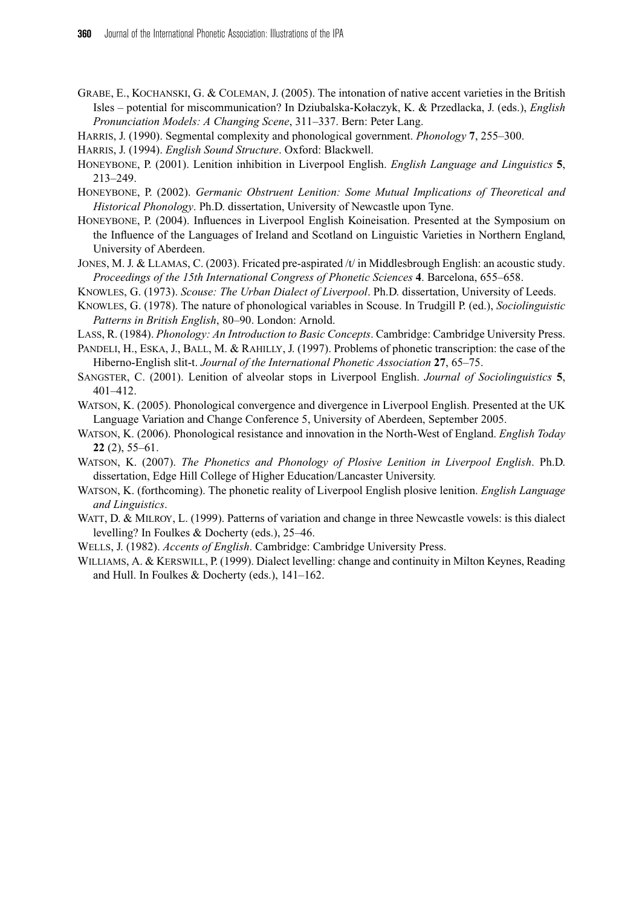GRABE, E., KOCHANSKI, G. & COLEMAN, J. (2005). The intonation of native accent varieties in the British Isles – potential for miscommunication? In Dziubalska-Kołaczyk, K. & Przedlacka, J. (eds.), *English Pronunciation Models: A Changing Scene*, 311–337. Bern: Peter Lang.

HARRIS, J. (1990). Segmental complexity and phonological government. *Phonology* **7**, 255–300.

HARRIS, J. (1994). *English Sound Structure*. Oxford: Blackwell.

HONEYBONE, P. (2001). Lenition inhibition in Liverpool English. *English Language and Linguistics* **5**, 213–249.

HONEYBONE, P. (2002). *Germanic Obstruent Lenition: Some Mutual Implications of Theoretical and Historical Phonology*. Ph.D. dissertation, University of Newcastle upon Tyne.

HONEYBONE, P. (2004). Influences in Liverpool English Koineisation. Presented at the Symposium on the Influence of the Languages of Ireland and Scotland on Linguistic Varieties in Northern England, University of Aberdeen.

JONES, M. J. & LLAMAS, C. (2003). Fricated pre-aspirated /t/ in Middlesbrough English: an acoustic study. *Proceedings of the 15th International Congress of Phonetic Sciences* **4**. Barcelona, 655–658.

KNOWLES, G. (1973). *Scouse: The Urban Dialect of Liverpool*. Ph.D. dissertation, University of Leeds.

KNOWLES, G. (1978). The nature of phonological variables in Scouse. In Trudgill P. (ed.), *Sociolinguistic Patterns in British English*, 80–90. London: Arnold.

LASS, R. (1984). *Phonology: An Introduction to Basic Concepts*. Cambridge: Cambridge University Press.

PANDELI, H., ESKA, J., BALL, M. & RAHILLY, J. (1997). Problems of phonetic transcription: the case of the Hiberno-English slit-t. *Journal of the International Phonetic Association* **27**, 65–75.

SANGSTER, C. (2001). Lenition of alveolar stops in Liverpool English. *Journal of Sociolinguistics* **5**, 401–412.

WATSON, K. (2005). Phonological convergence and divergence in Liverpool English. Presented at the UK Language Variation and Change Conference 5, University of Aberdeen, September 2005.

WATSON, K. (2006). Phonological resistance and innovation in the North-West of England. *English Today* **22** (2), 55–61.

WATSON, K. (2007). *The Phonetics and Phonology of Plosive Lenition in Liverpool English*. Ph.D. dissertation, Edge Hill College of Higher Education/Lancaster University.

WATSON, K. (forthcoming). The phonetic reality of Liverpool English plosive lenition. *English Language and Linguistics*.

WATT, D. & MILROY, L. (1999). Patterns of variation and change in three Newcastle vowels: is this dialect levelling? In Foulkes & Docherty (eds.), 25–46.

WELLS, J. (1982). *Accents of English*. Cambridge: Cambridge University Press.

WILLIAMS, A. & KERSWILL, P. (1999). Dialect levelling: change and continuity in Milton Keynes, Reading and Hull. In Foulkes & Docherty (eds.), 141–162.